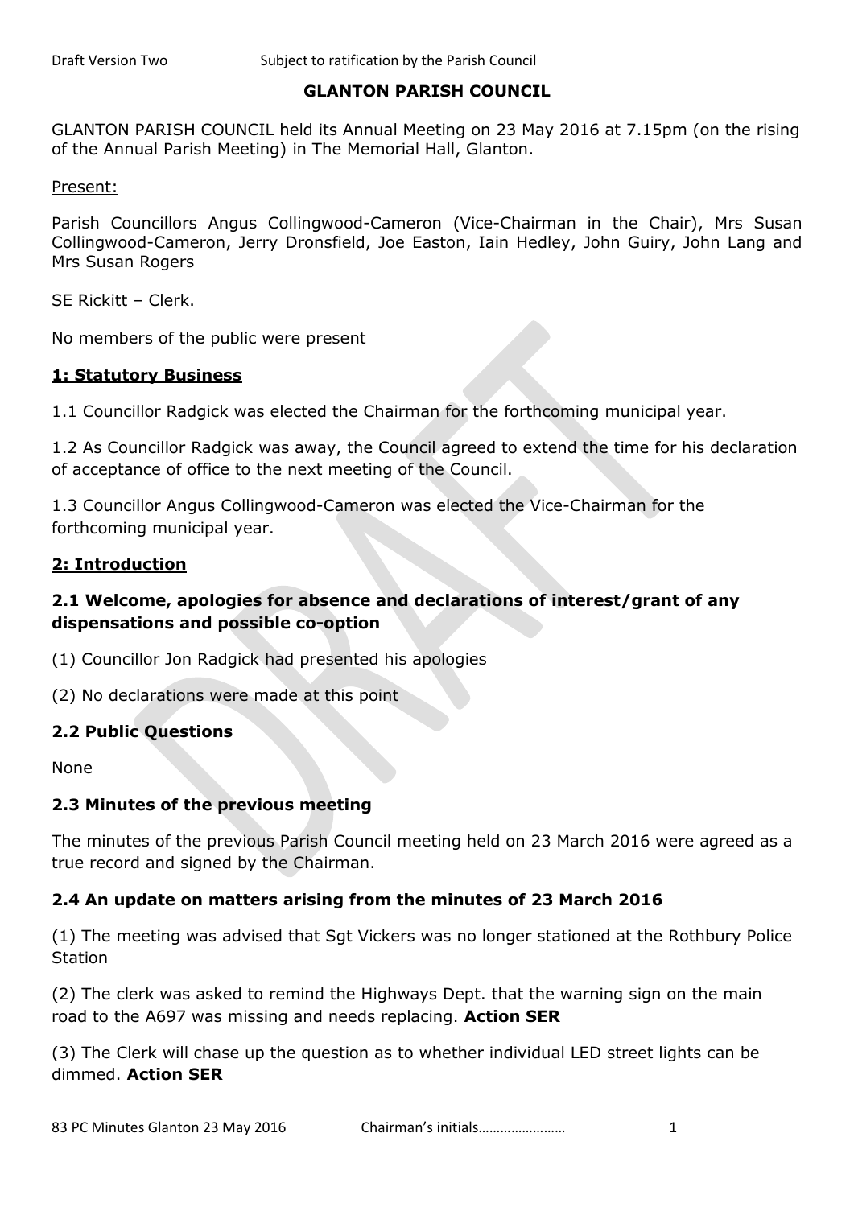# GLANTON PARISH COUNCIL

GLANTON PARISH COUNCIL held its Annual Meeting on 23 May 2016 at 7.15pm (on the rising of the Annual Parish Meeting) in The Memorial Hall, Glanton.

Present:

Parish Councillors Angus Collingwood-Cameron (Vice-Chairman in the Chair), Mrs Susan Collingwood-Cameron, Jerry Dronsfield, Joe Easton, Iain Hedley, John Guiry, John Lang and Mrs Susan Rogers

SE Rickitt – Clerk.

No members of the public were present

## 1: Statutory Business

1.1 Councillor Radgick was elected the Chairman for the forthcoming municipal year.

1.2 As Councillor Radgick was away, the Council agreed to extend the time for his declaration of acceptance of office to the next meeting of the Council.

1.3 Councillor Angus Collingwood-Cameron was elected the Vice-Chairman for the forthcoming municipal year.

## 2: Introduction

### 2.1 Welcome, apologies for absence and declarations of interest/grant of any dispensations and possible co-option

(1) Councillor Jon Radgick had presented his apologies

(2) No declarations were made at this point

### 2.2 Public Questions

None

### 2.3 Minutes of the previous meeting

The minutes of the previous Parish Council meeting held on 23 March 2016 were agreed as a true record and signed by the Chairman.

### 2.4 An update on matters arising from the minutes of 23 March 2016

(1) The meeting was advised that Sgt Vickers was no longer stationed at the Rothbury Police Station

(2) The clerk was asked to remind the Highways Dept. that the warning sign on the main road to the A697 was missing and needs replacing. **Action SER**

(3) The Clerk will chase up the question as to whether individual LED street lights can be dimmed. **Action SER**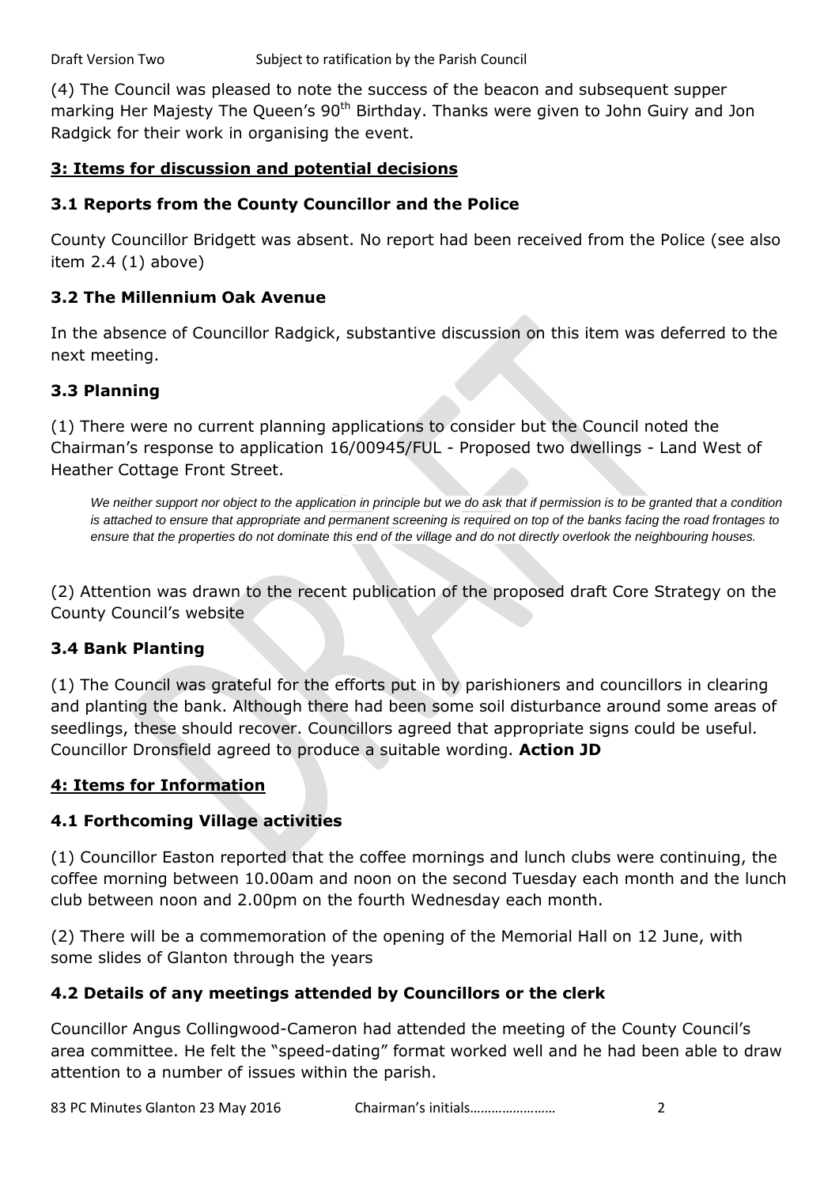(4) The Council was pleased to note the success of the beacon and subsequent supper marking Her Majesty The Queen's 90th Birthday. Thanks were given to John Guiry and Jon Radgick for their work in organising the event.

## 3: Items for discussion and potential decisions

### 3.1 Reports from the County Councillor and the Police

County Councillor Bridgett was absent. No report had been received from the Police (see also item 2.4 (1) above)

### 3.2 The Millennium Oak Avenue

In the absence of Councillor Radgick, substantive discussion on this item was deferred to the next meeting.

### 3.3 Planning

(1) There were no current planning applications to consider but the Council noted the Chairman's response to application 16/00945/FUL - Proposed two dwellings - Land West of Heather Cottage Front Street.

> *We neither support nor object to the application in principle but we do ask that if permission is to be granted that a condition is attached to ensure that appropriate and permanent screening is required on top of the banks facing the road frontages to ensure that the properties do not dominate this end of the village and do not directly overlook the neighbouring houses.*

(2) Attention was drawn to the recent publication of the proposed draft Core Strategy on the County Council's website

### 3.4 Bank Planting

(1) The Council was grateful for the efforts put in by parishioners and councillors in clearing and planting the bank. Although there had been some soil disturbance around some areas of seedlings, these should recover. Councillors agreed that appropriate signs could be useful. Councillor Dronsfield agreed to produce a suitable wording. **Action JD**

## 4: Items for Information

### 4.1 Forthcoming Village activities

(1) Councillor Easton reported that the coffee mornings and lunch clubs were continuing, the coffee morning between 10.00am and noon on the second Tuesday each month and the lunch club between noon and 2.00pm on the fourth Wednesday each month.

(2) There will be a commemoration of the opening of the Memorial Hall on 12 June, with some slides of Glanton through the years

### 4.2 Details of any meetings attended by Councillors or the clerk

Councillor Angus Collingwood-Cameron had attended the meeting of the County Council's area committee. He felt the "speed-dating" format worked well and he had been able to draw attention to a number of issues within the parish.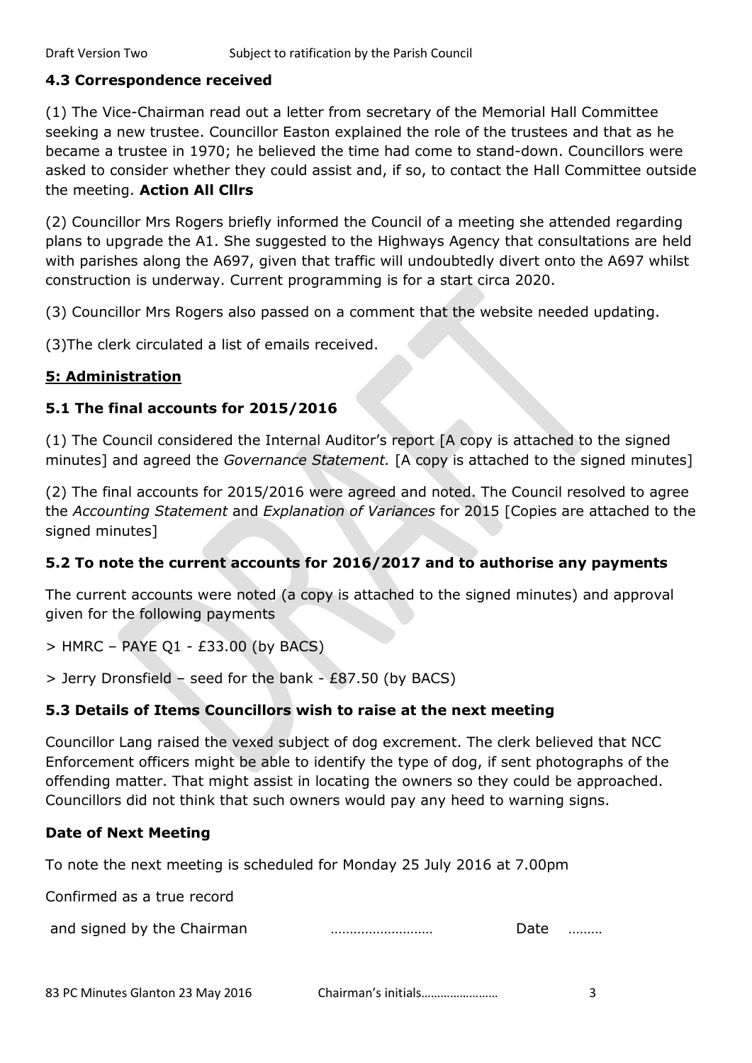### 4.3 Correspondence received

(1) The Vice-Chairman read out a letter from secretary of the Memorial Hall Committee seeking a new trustee. Councillor Easton explained the role of the trustees and that as he became a trustee in 1970; he believed the time had come to stand-down. Councillors were asked to consider whether they could assist and, if so, to contact the Hall Committee outside the meeting. **Action All Cllrs**

(2) Councillor Mrs Rogers briefly informed the Council of a meeting she attended regarding plans to upgrade the A1. She suggested to the Highways Agency that consultations are held with parishes along the A697, given that traffic will undoubtedly divert onto the A697 whilst construction is underway. Current programming is for a start circa 2020.

(3) Councillor Mrs Rogers also passed on a comment that the website needed updating.

(3)The clerk circulated a list of emails received.

## 5: Administration

### 5.1 The final accounts for 2015/2016

(1) The Council considered the Internal Auditor's report [A copy is attached to the signed minutes] and agreed the *Governance Statement.* [A copy is attached to the signed minutes]

(2) The final accounts for 2015/2016 were agreed and noted. The Council resolved to agree the *Accounting Statement* and *Explanation of Variances* for 2015 [Copies are attached to the signed minutes]

### 5.2 To note the current accounts for 2016/2017 and to authorise any payments

The current accounts were noted (a copy is attached to the signed minutes) and approval given for the following payments

> HMRC – PAYE Q1 - £33.00 (by BACS)

> Jerry Dronsfield – seed for the bank - £87.50 (by BACS)

### 5.3 Details of Items Councillors wish to raise at the next meeting

Councillor Lang raised the vexed subject of dog excrement. The clerk believed that NCC Enforcement officers might be able to identify the type of dog, if sent photographs of the offending matter. That might assist in locating the owners so they could be approached. Councillors did not think that such owners would pay any heed to warning signs.

### Date of Next Meeting

To note the next meeting is scheduled for Monday 25 July 2016 at 7.00pm

Confirmed as a true record

and signed by the Chairman ……………………… Date ………

Chairman's initials……………………